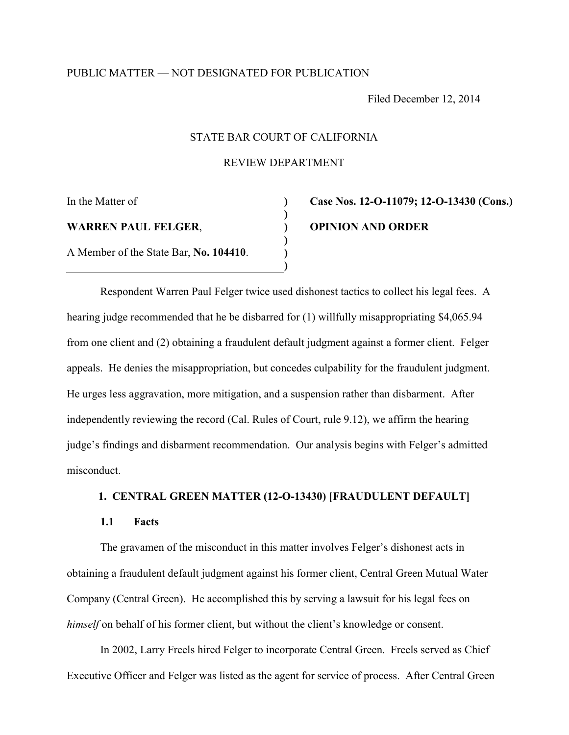PUBLIC MATTER — NOT DESIGNATED FOR PUBLICATION

Filed December 12, 2014

STATE BAR COURT OF CALIFORNIA

REVIEW DEPARTMENT

| In the Matter of | | **Case Nos. 12-O-11079; 12-O-13430 (Cons.)** |
|---|---|---|
| **WARREN PAUL FELGER**, | | **OPINION AND ORDER** |
| A Member of the State Bar, **No. 104410**. | | |

Respondent Warren Paul Felger twice used dishonest tactics to collect his legal fees. A hearing judge recommended that he be disbarred for (1) willfully misappropriating $4,065.94 from one client and (2) obtaining a fraudulent default judgment against a former client. Felger appeals. He denies the misappropriation, but concedes culpability for the fraudulent judgment. He urges less aggravation, more mitigation, and a suspension rather than disbarment. After independently reviewing the record (Cal. Rules of Court, rule 9.12), we affirm the hearing judge's findings and disbarment recommendation. Our analysis begins with Felger's admitted misconduct.

## 1. CENTRAL GREEN MATTER (12-O-13430) [FRAUDULENT DEFAULT]

### 1.1 Facts

The gravamen of the misconduct in this matter involves Felger's dishonest acts in obtaining a fraudulent default judgment against his former client, Central Green Mutual Water Company (Central Green). He accomplished this by serving a lawsuit for his legal fees on *himself* on behalf of his former client, but without the client's knowledge or consent.

In 2002, Larry Freels hired Felger to incorporate Central Green. Freels served as Chief Executive Officer and Felger was listed as the agent for service of process. After Central Green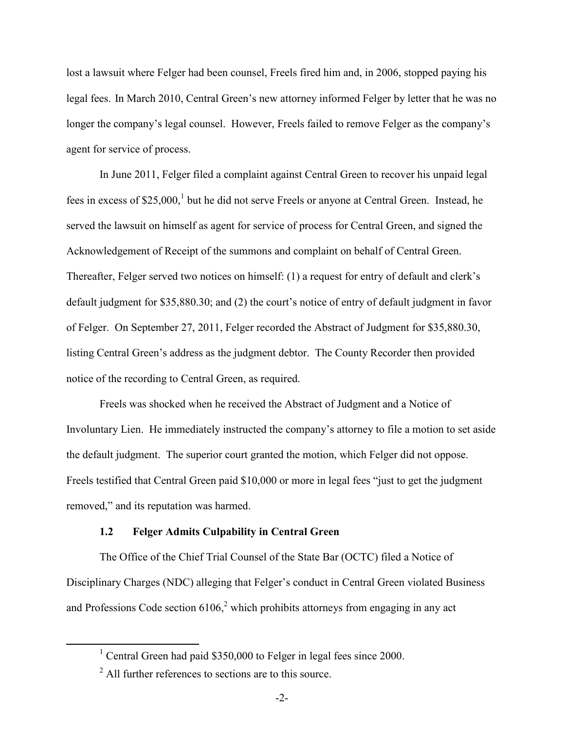lost a lawsuit where Felger had been counsel, Freels fired him and, in 2006, stopped paying his legal fees. In March 2010, Central Green's new attorney informed Felger by letter that he was no longer the company's legal counsel. However, Freels failed to remove Felger as the company's agent for service of process.

In June 2011, Felger filed a complaint against Central Green to recover his unpaid legal fees in excess of $25,000,[1] but he did not serve Freels or anyone at Central Green. Instead, he served the lawsuit on himself as agent for service of process for Central Green, and signed the Acknowledgement of Receipt of the summons and complaint on behalf of Central Green. Thereafter, Felger served two notices on himself: (1) a request for entry of default and clerk's default judgment for $35,880.30; and (2) the court's notice of entry of default judgment in favor of Felger. On September 27, 2011, Felger recorded the Abstract of Judgment for $35,880.30, listing Central Green's address as the judgment debtor. The County Recorder then provided notice of the recording to Central Green, as required.

Freels was shocked when he received the Abstract of Judgment and a Notice of Involuntary Lien. He immediately instructed the company's attorney to file a motion to set aside the default judgment. The superior court granted the motion, which Felger did not oppose. Freels testified that Central Green paid $10,000 or more in legal fees "just to get the judgment removed," and its reputation was harmed.

### 1.2 Felger Admits Culpability in Central Green

The Office of the Chief Trial Counsel of the State Bar (OCTC) filed a Notice of Disciplinary Charges (NDC) alleging that Felger's conduct in Central Green violated Business and Professions Code section 6106,[2] which prohibits attorneys from engaging in any act

---

[1] Central Green had paid $350,000 to Felger in legal fees since 2000.

[2] All further references to sections are to this source.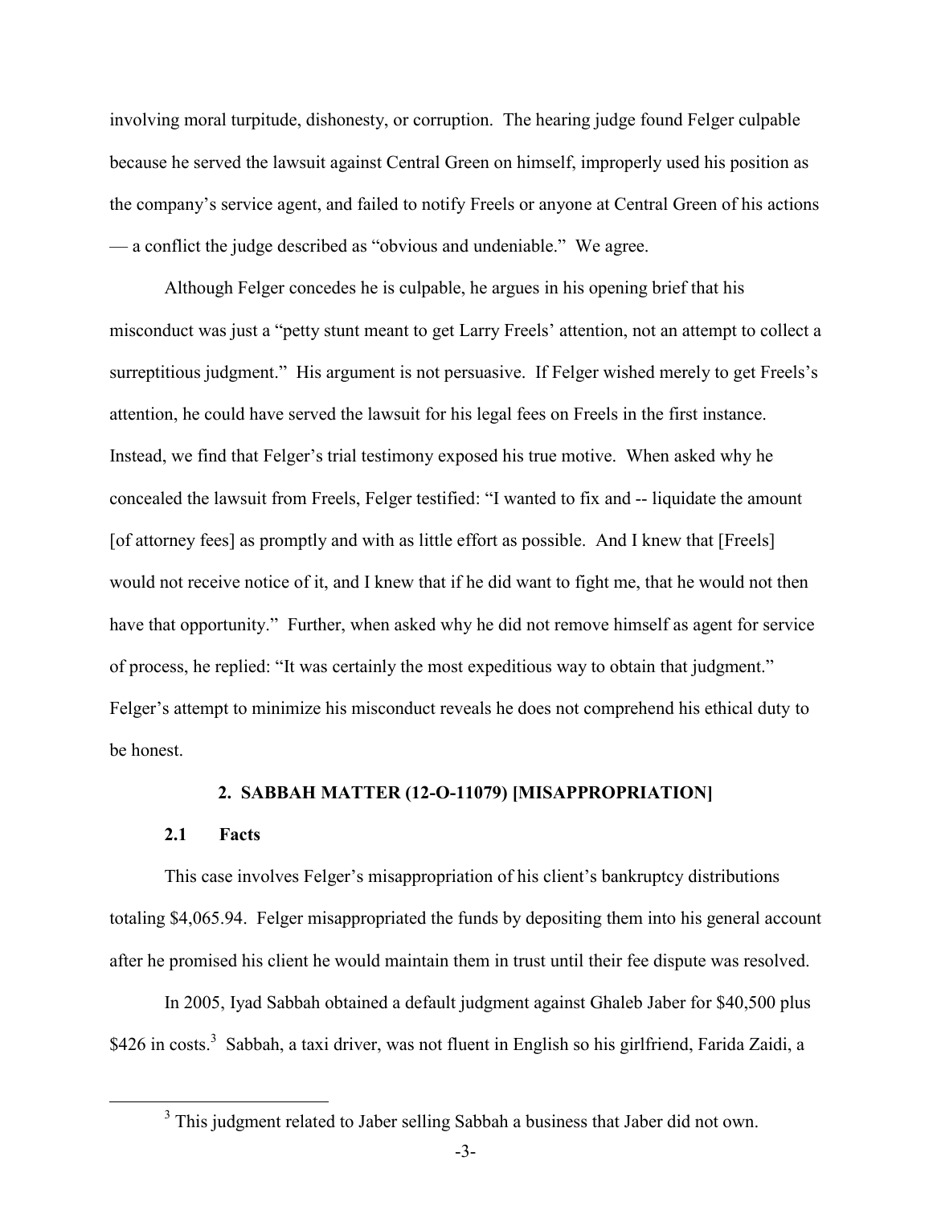involving moral turpitude, dishonesty, or corruption. The hearing judge found Felger culpable because he served the lawsuit against Central Green on himself, improperly used his position as the company's service agent, and failed to notify Freels or anyone at Central Green of his actions — a conflict the judge described as "obvious and undeniable." We agree.

Although Felger concedes he is culpable, he argues in his opening brief that his misconduct was just a "petty stunt meant to get Larry Freels' attention, not an attempt to collect a surreptitious judgment." His argument is not persuasive. If Felger wished merely to get Freels's attention, he could have served the lawsuit for his legal fees on Freels in the first instance. Instead, we find that Felger's trial testimony exposed his true motive. When asked why he concealed the lawsuit from Freels, Felger testified: "I wanted to fix and -- liquidate the amount [of attorney fees] as promptly and with as little effort as possible. And I knew that [Freels] would not receive notice of it, and I knew that if he did want to fight me, that he would not then have that opportunity." Further, when asked why he did not remove himself as agent for service of process, he replied: "It was certainly the most expeditious way to obtain that judgment." Felger's attempt to minimize his misconduct reveals he does not comprehend his ethical duty to be honest.

## 2. SABBAH MATTER (12-O-11079) [MISAPPROPRIATION]

### 2.1 Facts

This case involves Felger's misappropriation of his client's bankruptcy distributions totaling $4,065.94. Felger misappropriated the funds by depositing them into his general account after he promised his client he would maintain them in trust until their fee dispute was resolved.

In 2005, Iyad Sabbah obtained a default judgment against Ghaleb Jaber for $40,500 plus $426 in costs.[3] Sabbah, a taxi driver, was not fluent in English so his girlfriend, Farida Zaidi, a

[3] This judgment related to Jaber selling Sabbah a business that Jaber did not own.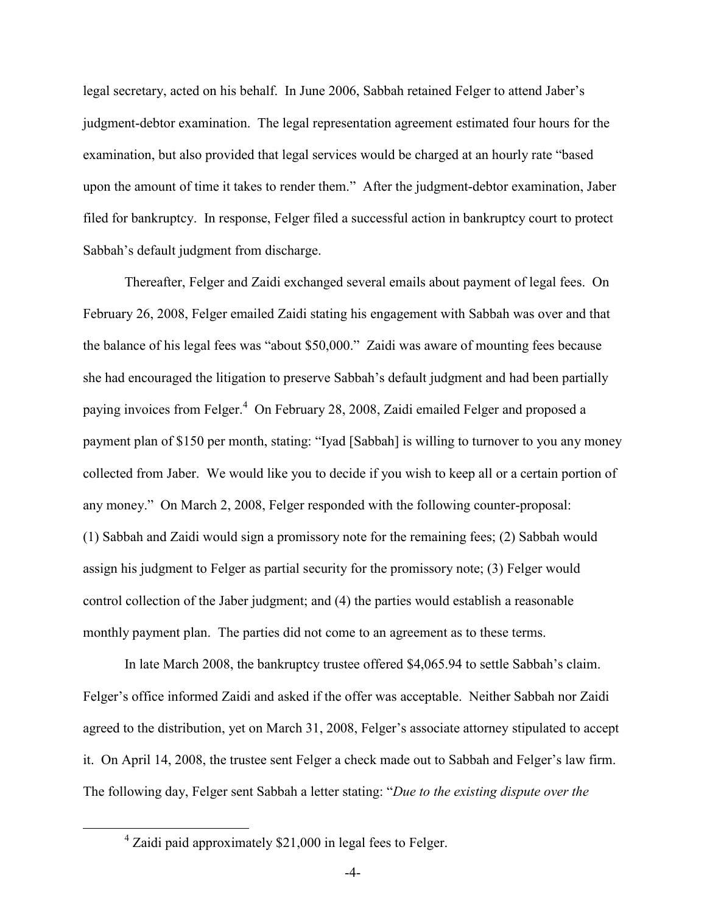legal secretary, acted on his behalf. In June 2006, Sabbah retained Felger to attend Jaber's judgment-debtor examination. The legal representation agreement estimated four hours for the examination, but also provided that legal services would be charged at an hourly rate "based upon the amount of time it takes to render them." After the judgment-debtor examination, Jaber filed for bankruptcy. In response, Felger filed a successful action in bankruptcy court to protect Sabbah's default judgment from discharge.

Thereafter, Felger and Zaidi exchanged several emails about payment of legal fees. On February 26, 2008, Felger emailed Zaidi stating his engagement with Sabbah was over and that the balance of his legal fees was "about $50,000." Zaidi was aware of mounting fees because she had encouraged the litigation to preserve Sabbah's default judgment and had been partially paying invoices from Felger.[4] On February 28, 2008, Zaidi emailed Felger and proposed a payment plan of $150 per month, stating: "Iyad [Sabbah] is willing to turnover to you any money collected from Jaber. We would like you to decide if you wish to keep all or a certain portion of any money." On March 2, 2008, Felger responded with the following counter-proposal: (1) Sabbah and Zaidi would sign a promissory note for the remaining fees; (2) Sabbah would assign his judgment to Felger as partial security for the promissory note; (3) Felger would control collection of the Jaber judgment; and (4) the parties would establish a reasonable monthly payment plan. The parties did not come to an agreement as to these terms.

In late March 2008, the bankruptcy trustee offered $4,065.94 to settle Sabbah's claim. Felger's office informed Zaidi and asked if the offer was acceptable. Neither Sabbah nor Zaidi agreed to the distribution, yet on March 31, 2008, Felger's associate attorney stipulated to accept it. On April 14, 2008, the trustee sent Felger a check made out to Sabbah and Felger's law firm. The following day, Felger sent Sabbah a letter stating: "*Due to the existing dispute over the*

[4] Zaidi paid approximately $21,000 in legal fees to Felger.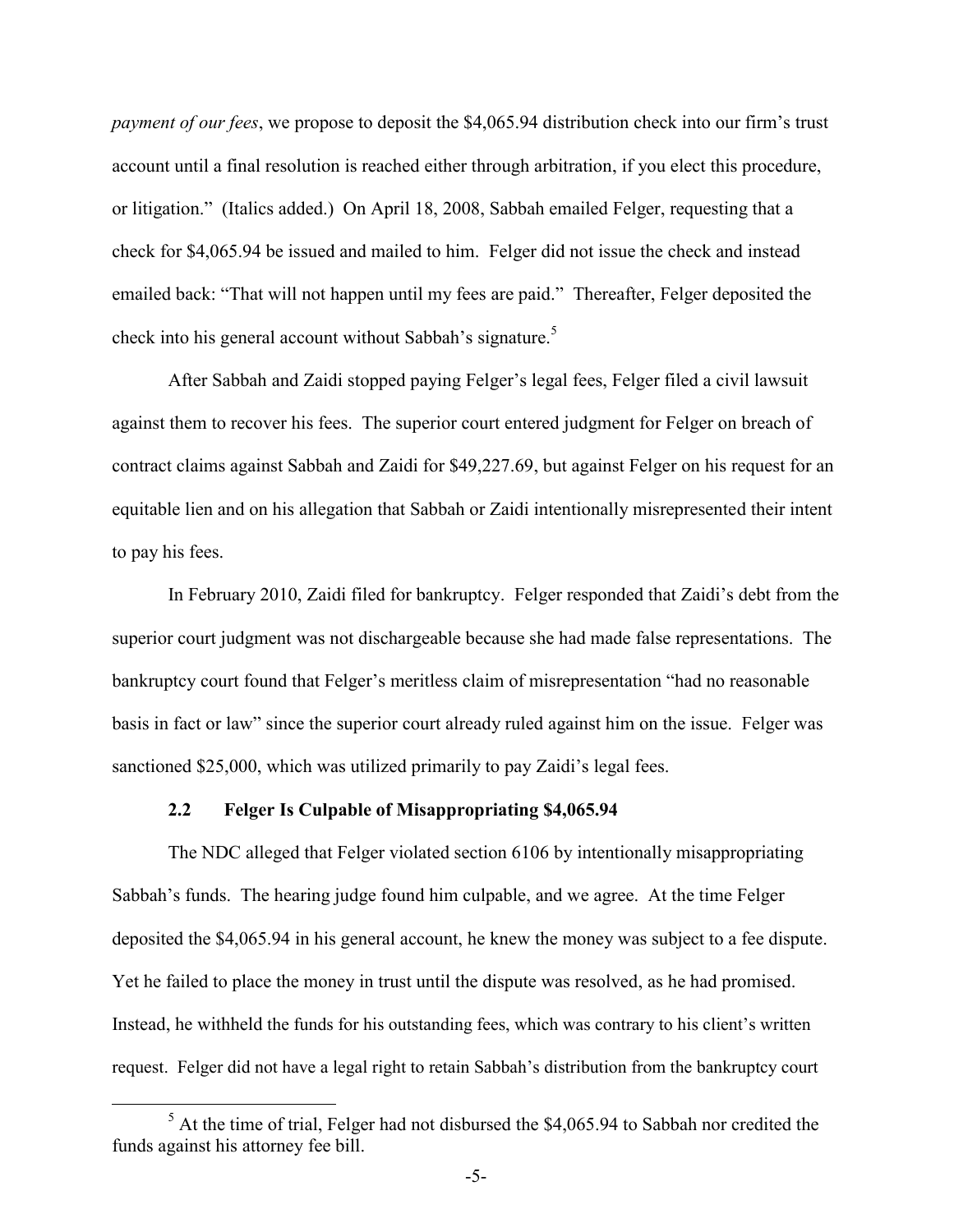*payment of our fees*, we propose to deposit the $4,065.94 distribution check into our firm's trust account until a final resolution is reached either through arbitration, if you elect this procedure, or litigation." (Italics added.) On April 18, 2008, Sabbah emailed Felger, requesting that a check for $4,065.94 be issued and mailed to him. Felger did not issue the check and instead emailed back: "That will not happen until my fees are paid." Thereafter, Felger deposited the check into his general account without Sabbah's signature.[5]

After Sabbah and Zaidi stopped paying Felger's legal fees, Felger filed a civil lawsuit against them to recover his fees. The superior court entered judgment for Felger on breach of contract claims against Sabbah and Zaidi for $49,227.69, but against Felger on his request for an equitable lien and on his allegation that Sabbah or Zaidi intentionally misrepresented their intent to pay his fees.

In February 2010, Zaidi filed for bankruptcy. Felger responded that Zaidi's debt from the superior court judgment was not dischargeable because she had made false representations. The bankruptcy court found that Felger's meritless claim of misrepresentation "had no reasonable basis in fact or law" since the superior court already ruled against him on the issue. Felger was sanctioned $25,000, which was utilized primarily to pay Zaidi's legal fees.

### 2.2 Felger Is Culpable of Misappropriating $4,065.94

The NDC alleged that Felger violated section 6106 by intentionally misappropriating Sabbah's funds. The hearing judge found him culpable, and we agree. At the time Felger deposited the $4,065.94 in his general account, he knew the money was subject to a fee dispute. Yet he failed to place the money in trust until the dispute was resolved, as he had promised. Instead, he withheld the funds for his outstanding fees, which was contrary to his client's written request. Felger did not have a legal right to retain Sabbah's distribution from the bankruptcy court

---

[5] At the time of trial, Felger had not disbursed the $4,065.94 to Sabbah nor credited the funds against his attorney fee bill.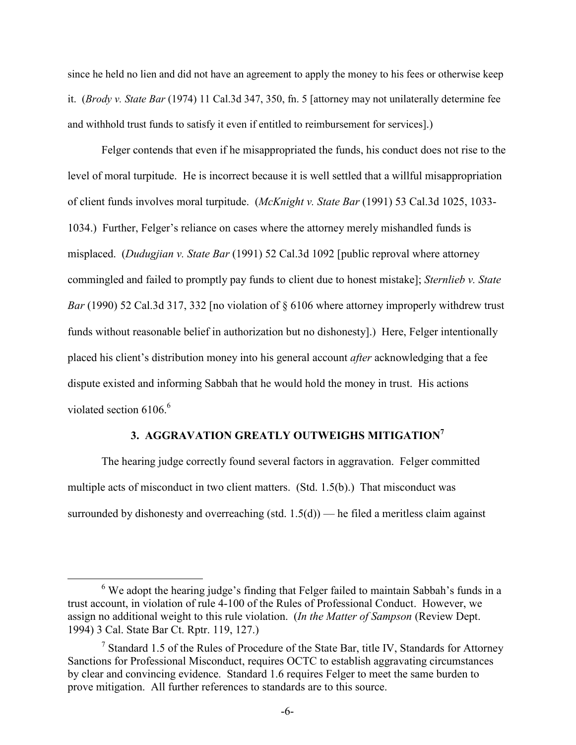since he held no lien and did not have an agreement to apply the money to his fees or otherwise keep it. (*Brody v. State Bar* (1974) 11 Cal.3d 347, 350, fn. 5 [attorney may not unilaterally determine fee and withhold trust funds to satisfy it even if entitled to reimbursement for services].)

Felger contends that even if he misappropriated the funds, his conduct does not rise to the level of moral turpitude. He is incorrect because it is well settled that a willful misappropriation of client funds involves moral turpitude. (*McKnight v. State Bar* (1991) 53 Cal.3d 1025, 1033-1034.) Further, Felger's reliance on cases where the attorney merely mishandled funds is misplaced. (*Dudugjian v. State Bar* (1991) 52 Cal.3d 1092 [public reproval where attorney commingled and failed to promptly pay funds to client due to honest mistake]; *Sternlieb v. State Bar* (1990) 52 Cal.3d 317, 332 [no violation of § 6106 where attorney improperly withdrew trust funds without reasonable belief in authorization but no dishonesty].) Here, Felger intentionally placed his client's distribution money into his general account *after* acknowledging that a fee dispute existed and informing Sabbah that he would hold the money in trust. His actions violated section 6106.[6]

## 3. AGGRAVATION GREATLY OUTWEIGHS MITIGATION[7]

The hearing judge correctly found several factors in aggravation. Felger committed multiple acts of misconduct in two client matters. (Std. 1.5(b).) That misconduct was surrounded by dishonesty and overreaching (std. 1.5(d)) — he filed a meritless claim against

---

[6] We adopt the hearing judge's finding that Felger failed to maintain Sabbah's funds in a trust account, in violation of rule 4-100 of the Rules of Professional Conduct. However, we assign no additional weight to this rule violation. (*In the Matter of Sampson* (Review Dept. 1994) 3 Cal. State Bar Ct. Rptr. 119, 127.)

[7] Standard 1.5 of the Rules of Procedure of the State Bar, title IV, Standards for Attorney Sanctions for Professional Misconduct, requires OCTC to establish aggravating circumstances by clear and convincing evidence. Standard 1.6 requires Felger to meet the same burden to prove mitigation. All further references to standards are to this source.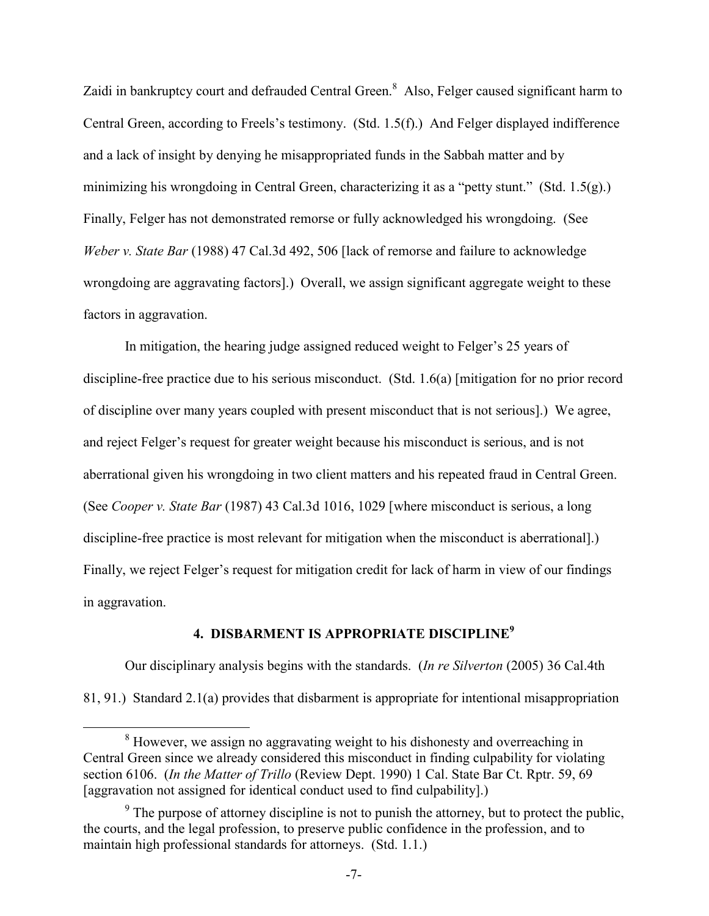Zaidi in bankruptcy court and defrauded Central Green.[8] Also, Felger caused significant harm to Central Green, according to Freels's testimony. (Std. 1.5(f).) And Felger displayed indifference and a lack of insight by denying he misappropriated funds in the Sabbah matter and by minimizing his wrongdoing in Central Green, characterizing it as a "petty stunt." (Std. 1.5(g).) Finally, Felger has not demonstrated remorse or fully acknowledged his wrongdoing. (See *Weber v. State Bar* (1988) 47 Cal.3d 492, 506 [lack of remorse and failure to acknowledge wrongdoing are aggravating factors].) Overall, we assign significant aggregate weight to these factors in aggravation.

In mitigation, the hearing judge assigned reduced weight to Felger's 25 years of discipline-free practice due to his serious misconduct. (Std. 1.6(a) [mitigation for no prior record of discipline over many years coupled with present misconduct that is not serious].) We agree, and reject Felger's request for greater weight because his misconduct is serious, and is not aberrational given his wrongdoing in two client matters and his repeated fraud in Central Green. (See *Cooper v. State Bar* (1987) 43 Cal.3d 1016, 1029 [where misconduct is serious, a long discipline-free practice is most relevant for mitigation when the misconduct is aberrational].) Finally, we reject Felger's request for mitigation credit for lack of harm in view of our findings in aggravation.

## 4. DISBARMENT IS APPROPRIATE DISCIPLINE[9]

Our disciplinary analysis begins with the standards. (*In re Silverton* (2005) 36 Cal.4th 81, 91.) Standard 2.1(a) provides that disbarment is appropriate for intentional misappropriation

---

[8] However, we assign no aggravating weight to his dishonesty and overreaching in Central Green since we already considered this misconduct in finding culpability for violating section 6106. (*In the Matter of Trillo* (Review Dept. 1990) 1 Cal. State Bar Ct. Rptr. 59, 69 [aggravation not assigned for identical conduct used to find culpability].)

[9] The purpose of attorney discipline is not to punish the attorney, but to protect the public, the courts, and the legal profession, to preserve public confidence in the profession, and to maintain high professional standards for attorneys. (Std. 1.1.)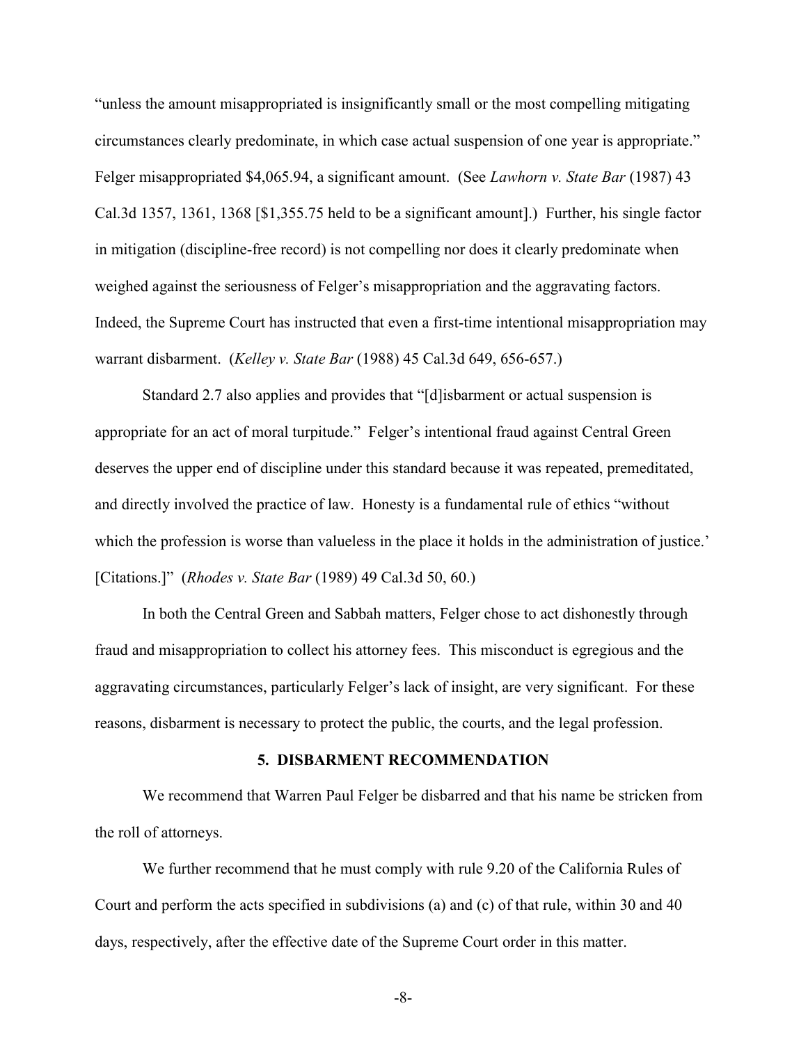"unless the amount misappropriated is insignificantly small or the most compelling mitigating circumstances clearly predominate, in which case actual suspension of one year is appropriate." Felger misappropriated $4,065.94, a significant amount. (See *Lawhorn v. State Bar* (1987) 43 Cal.3d 1357, 1361, 1368 [$1,355.75 held to be a significant amount].) Further, his single factor in mitigation (discipline-free record) is not compelling nor does it clearly predominate when weighed against the seriousness of Felger's misappropriation and the aggravating factors. Indeed, the Supreme Court has instructed that even a first-time intentional misappropriation may warrant disbarment. (*Kelley v. State Bar* (1988) 45 Cal.3d 649, 656-657.)

Standard 2.7 also applies and provides that "[d]isbarment or actual suspension is appropriate for an act of moral turpitude." Felger's intentional fraud against Central Green deserves the upper end of discipline under this standard because it was repeated, premeditated, and directly involved the practice of law. Honesty is a fundamental rule of ethics "without which the profession is worse than valueless in the place it holds in the administration of justice.' [Citations.]" (*Rhodes v. State Bar* (1989) 49 Cal.3d 50, 60.)

In both the Central Green and Sabbah matters, Felger chose to act dishonestly through fraud and misappropriation to collect his attorney fees. This misconduct is egregious and the aggravating circumstances, particularly Felger's lack of insight, are very significant. For these reasons, disbarment is necessary to protect the public, the courts, and the legal profession.

## 5. DISBARMENT RECOMMENDATION

We recommend that Warren Paul Felger be disbarred and that his name be stricken from the roll of attorneys.

We further recommend that he must comply with rule 9.20 of the California Rules of Court and perform the acts specified in subdivisions (a) and (c) of that rule, within 30 and 40 days, respectively, after the effective date of the Supreme Court order in this matter.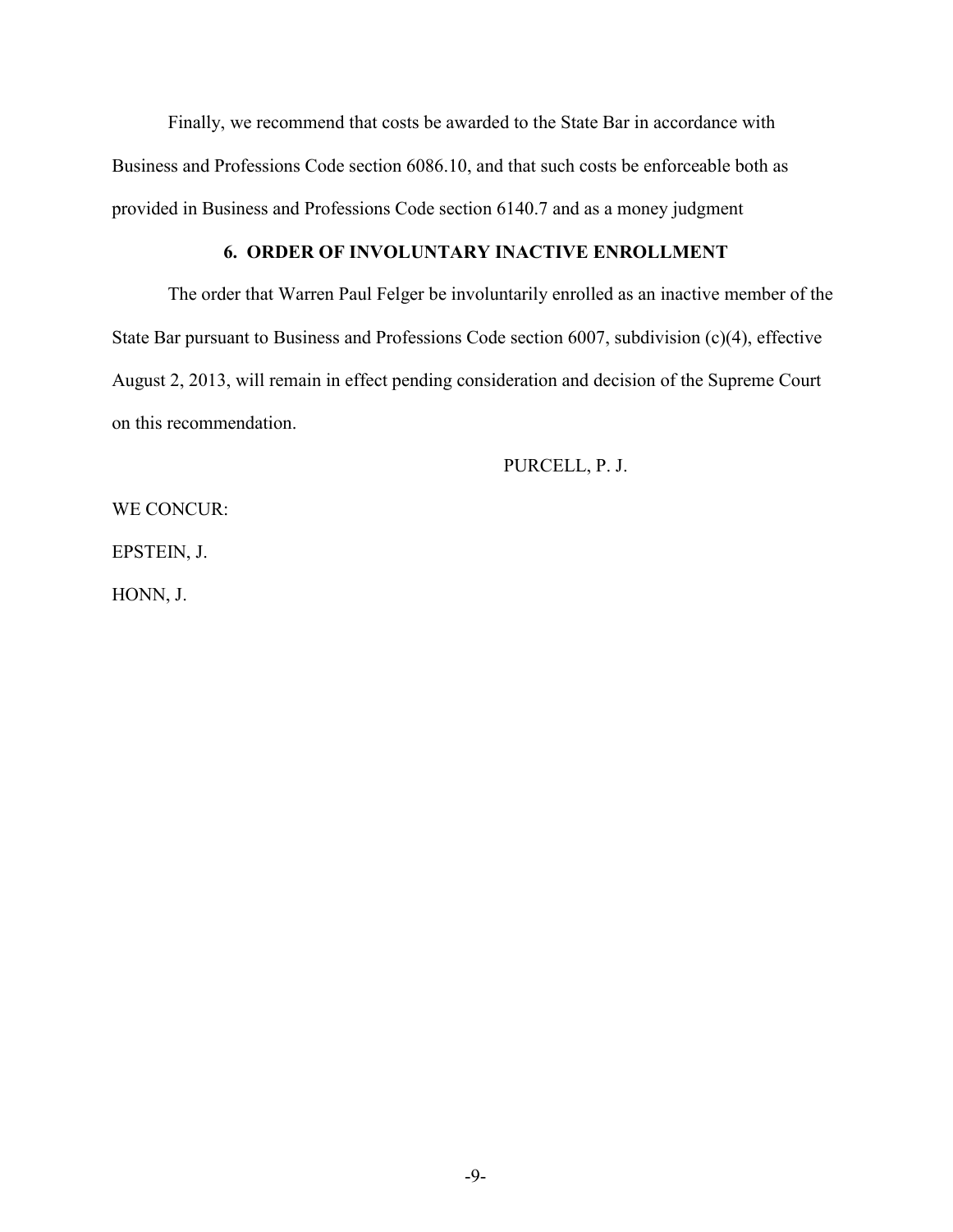Finally, we recommend that costs be awarded to the State Bar in accordance with Business and Professions Code section 6086.10, and that such costs be enforceable both as provided in Business and Professions Code section 6140.7 and as a money judgment

## 6. ORDER OF INVOLUNTARY INACTIVE ENROLLMENT

The order that Warren Paul Felger be involuntarily enrolled as an inactive member of the State Bar pursuant to Business and Professions Code section 6007, subdivision (c)(4), effective August 2, 2013, will remain in effect pending consideration and decision of the Supreme Court on this recommendation.

PURCELL, P. J.

WE CONCUR:

EPSTEIN, J.

HONN, J.